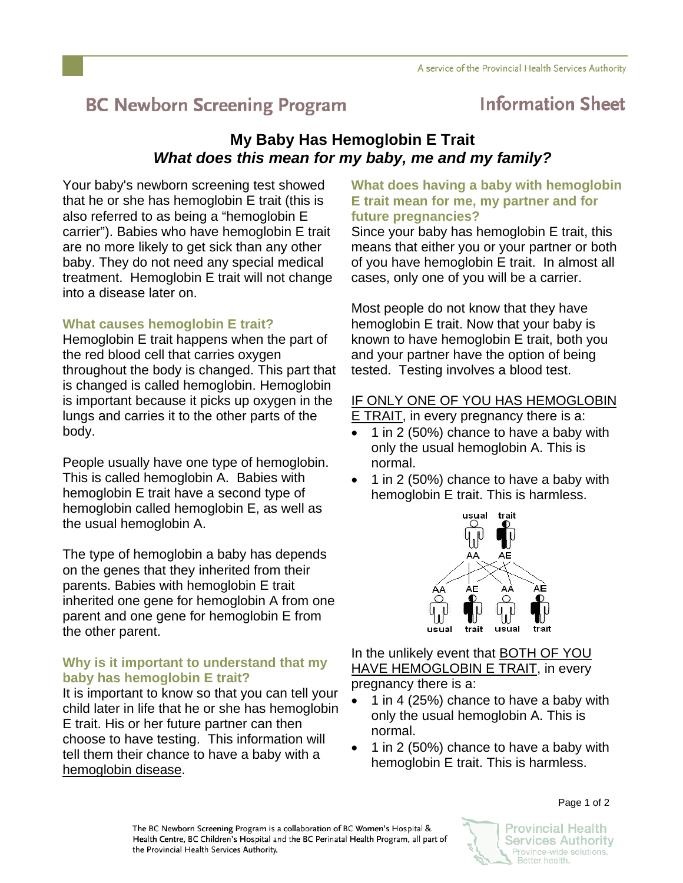BC Newborn Screening Program

Information Sheet

# My Baby Has Hemoglobin E Trait

## *What does this mean for my baby, me and my family?*

Your baby's newborn screening test showed that he or she has hemoglobin E trait (this is also referred to as being a "hemoglobin E carrier"). Babies who have hemoglobin E trait are no more likely to get sick than any other baby. They do not need any special medical treatment. Hemoglobin E trait will not change into a disease later on.

### What causes hemoglobin E trait?

Hemoglobin E trait happens when the part of the red blood cell that carries oxygen throughout the body is changed. This part that is changed is called hemoglobin. Hemoglobin is important because it picks up oxygen in the lungs and carries it to the other parts of the body.

People usually have one type of hemoglobin. This is called hemoglobin A. Babies with hemoglobin E trait have a second type of hemoglobin called hemoglobin E, as well as the usual hemoglobin A.

The type of hemoglobin a baby has depends on the genes that they inherited from their parents. Babies with hemoglobin E trait inherited one gene for hemoglobin A from one parent and one gene for hemoglobin E from the other parent.

### Why is it important to understand that my baby has hemoglobin E trait?

It is important to know so that you can tell your child later in life that he or she has hemoglobin E trait. His or her future partner can then choose to have testing. This information will tell them their chance to have a baby with a <u>hemoglobin disease</u>.

### What does having a baby with hemoglobin E trait mean for me, my partner and for future pregnancies?

Since your baby has hemoglobin E trait, this means that either you or your partner or both of you have hemoglobin E trait. In almost all cases, only one of you will be a carrier.

Most people do not know that they have hemoglobin E trait. Now that your baby is known to have hemoglobin E trait, both you and your partner have the option of being tested. Testing involves a blood test.

<u>IF ONLY ONE OF YOU HAS HEMOGLOBIN E TRAIT</u>, in every pregnancy there is a:

- 1 in 2 (50%) chance to have a baby with only the usual hemoglobin A. This is normal.
- 1 in 2 (50%) chance to have a baby with hemoglobin E trait. This is harmless.

usual AA, trait AE → AA usual, AE trait, AA usual, AE trait

In the unlikely event that <u>BOTH OF YOU HAVE HEMOGLOBIN E TRAIT</u>, in every pregnancy there is a:

- 1 in 4 (25%) chance to have a baby with only the usual hemoglobin A. This is normal.
- 1 in 2 (50%) chance to have a baby with hemoglobin E trait. This is harmless.

The BC Newborn Screening Program is a collaboration of BC Women's Hospital & Health Centre, BC Children's Hospital and the BC Perinatal Health Program, all part of the Provincial Health Services Authority.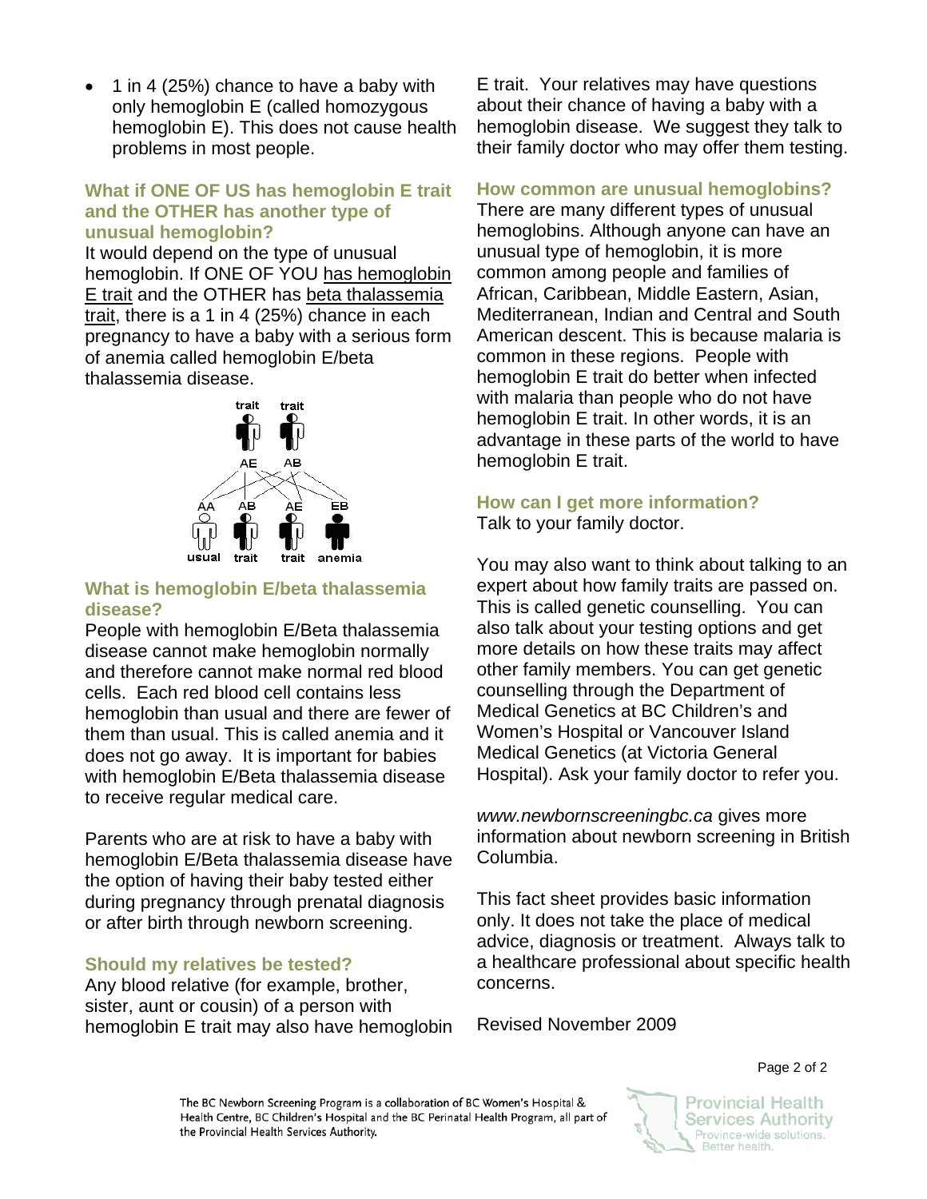- 1 in 4 (25%) chance to have a baby with only hemoglobin E (called homozygous hemoglobin E). This does not cause health problems in most people.

### What if ONE OF US has hemoglobin E trait and the OTHER has another type of unusual hemoglobin?

It would depend on the type of unusual hemoglobin. If ONE OF YOU has hemoglobin E trait and the OTHER has beta thalassemia trait, there is a 1 in 4 (25%) chance in each pregnancy to have a baby with a serious form of anemia called hemoglobin E/beta thalassemia disease.

trait trait
AE AB
AA AB AE EB
usual trait trait anemia

### What is hemoglobin E/beta thalassemia disease?

People with hemoglobin E/Beta thalassemia disease cannot make hemoglobin normally and therefore cannot make normal red blood cells. Each red blood cell contains less hemoglobin than usual and there are fewer of them than usual. This is called anemia and it does not go away. It is important for babies with hemoglobin E/Beta thalassemia disease to receive regular medical care.

Parents who are at risk to have a baby with hemoglobin E/Beta thalassemia disease have the option of having their baby tested either during pregnancy through prenatal diagnosis or after birth through newborn screening.

### Should my relatives be tested?

Any blood relative (for example, brother, sister, aunt or cousin) of a person with hemoglobin E trait may also have hemoglobin E trait. Your relatives may have questions about their chance of having a baby with a hemoglobin disease. We suggest they talk to their family doctor who may offer them testing.

### How common are unusual hemoglobins?

There are many different types of unusual hemoglobins. Although anyone can have an unusual type of hemoglobin, it is more common among people and families of African, Caribbean, Middle Eastern, Asian, Mediterranean, Indian and Central and South American descent. This is because malaria is common in these regions. People with hemoglobin E trait do better when infected with malaria than people who do not have hemoglobin E trait. In other words, it is an advantage in these parts of the world to have hemoglobin E trait.

### How can I get more information?

Talk to your family doctor.

You may also want to think about talking to an expert about how family traits are passed on. This is called genetic counselling. You can also talk about your testing options and get more details on how these traits may affect other family members. You can get genetic counselling through the Department of Medical Genetics at BC Children's and Women's Hospital or Vancouver Island Medical Genetics (at Victoria General Hospital). Ask your family doctor to refer you.

*www.newbornscreeningbc.ca* gives more information about newborn screening in British Columbia.

This fact sheet provides basic information only. It does not take the place of medical advice, diagnosis or treatment. Always talk to a healthcare professional about specific health concerns.

Revised November 2009

The BC Newborn Screening Program is a collaboration of BC Women's Hospital & Health Centre, BC Children's Hospital and the BC Perinatal Health Program, all part of the Provincial Health Services Authority.

Provincial Health Services Authority
Province-wide solutions. Better health.